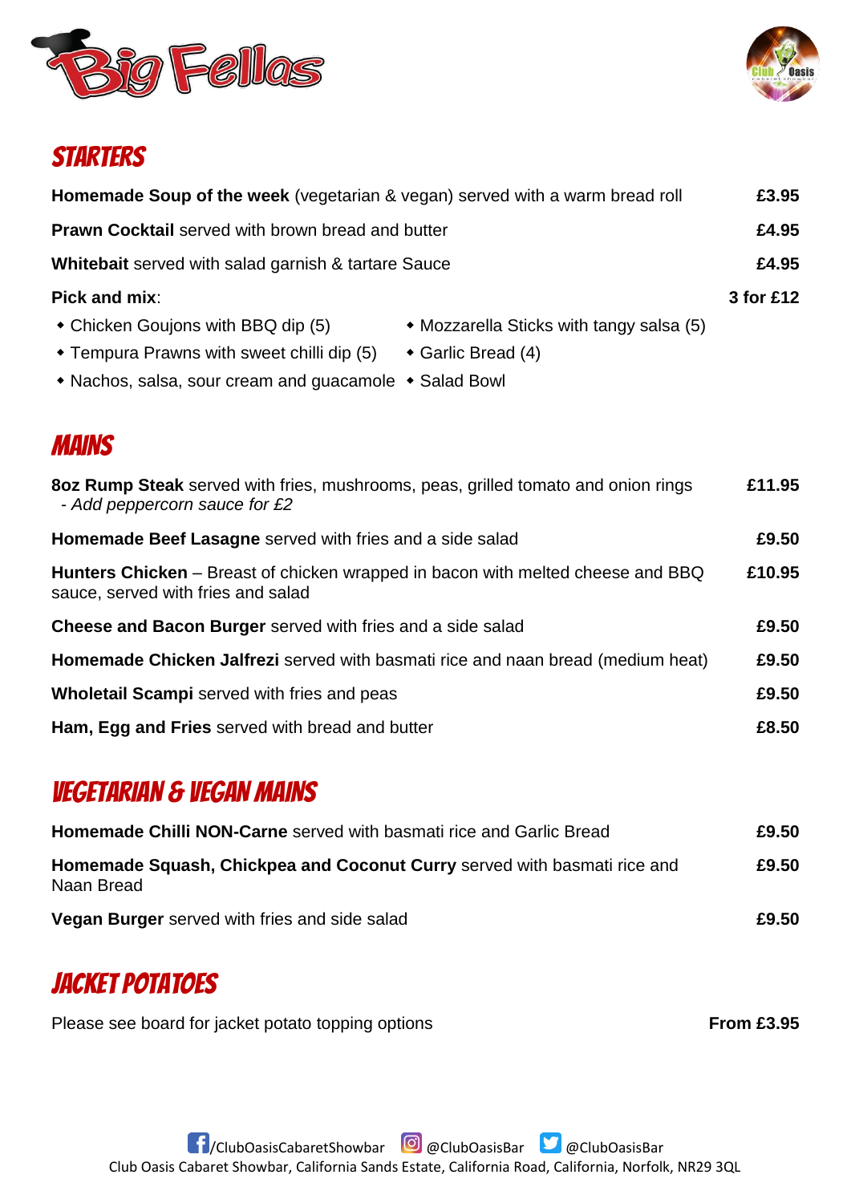# Big Fellas

## STARTERS

**Homemade Soup of the week** (vegetarian & vegan) served with a warm bread roll **£3.95**

**Prawn Cocktail** served with brown bread and butter **£4.95**

**Whitebait** served with salad garnish & tartare Sauce **£4.95**

**Pick and mix**: **3 for £12**

- Chicken Goujons with BBQ dip (5)
- Mozzarella Sticks with tangy salsa (5)
- Tempura Prawns with sweet chilli dip (5)
- Garlic Bread (4)
- Nachos, salsa, sour cream and guacamole
- Salad Bowl

## MAINS

**8oz Rump Steak** served with fries, mushrooms, peas, grilled tomato and onion rings **£11.95**
*- Add peppercorn sauce for £2*

**Homemade Beef Lasagne** served with fries and a side salad **£9.50**

**Hunters Chicken** – Breast of chicken wrapped in bacon with melted cheese and BBQ sauce, served with fries and salad **£10.95**

**Cheese and Bacon Burger** served with fries and a side salad **£9.50**

**Homemade Chicken Jalfrezi** served with basmati rice and naan bread (medium heat) **£9.50**

**Wholetail Scampi** served with fries and peas **£9.50**

**Ham, Egg and Fries** served with bread and butter **£8.50**

## VEGETARIAN & VEGAN MAINS

**Homemade Chilli NON-Carne** served with basmati rice and Garlic Bread **£9.50**

**Homemade Squash, Chickpea and Coconut Curry** served with basmati rice and Naan Bread **£9.50**

**Vegan Burger** served with fries and side salad **£9.50**

## JACKET POTATOES

Please see board for jacket potato topping options **From £3.95**

/ClubOasisCabaretShowbar @ClubOasisBar @ClubOasisBar

Club Oasis Cabaret Showbar, California Sands Estate, California Road, California, Norfolk, NR29 3QL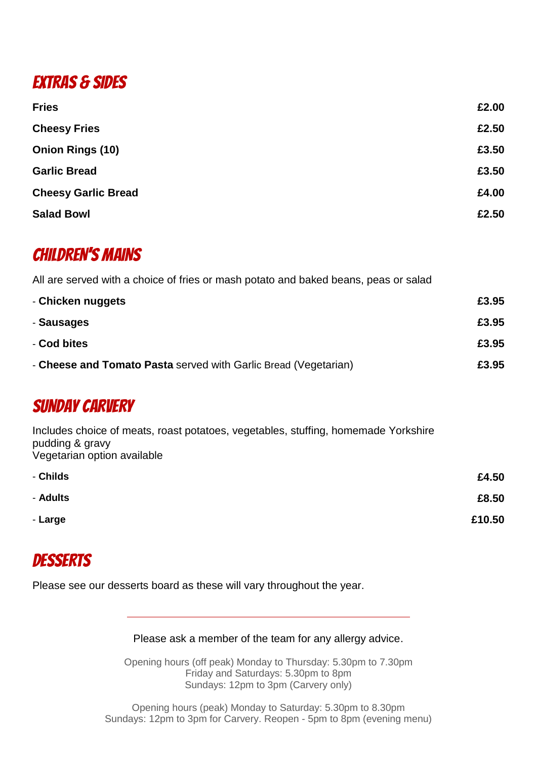## EXTRAS & SIDES

| | |
|---|---|
| **Fries** | **£2.00** |
| **Cheesy Fries** | **£2.50** |
| **Onion Rings (10)** | **£3.50** |
| **Garlic Bread** | **£3.50** |
| **Cheesy Garlic Bread** | **£4.00** |
| **Salad Bowl** | **£2.50** |

## CHILDREN'S MAINS

All are served with a choice of fries or mash potato and baked beans, peas or salad

| | |
|---|---|
| - **Chicken nuggets** | **£3.95** |
| - **Sausages** | **£3.95** |
| - **Cod bites** | **£3.95** |
| - **Cheese and Tomato Pasta** served with Garlic Bread (Vegetarian) | **£3.95** |

## SUNDAY CARVERY

Includes choice of meats, roast potatoes, vegetables, stuffing, homemade Yorkshire pudding & gravy
Vegetarian option available

| | |
|---|---|
| - **Childs** | **£4.50** |
| - **Adults** | **£8.50** |
| - **Large** | **£10.50** |

## DESSERTS

Please see our desserts board as these will vary throughout the year.

---

Please ask a member of the team for any allergy advice.

Opening hours (off peak) Monday to Thursday: 5.30pm to 7.30pm
Friday and Saturdays: 5.30pm to 8pm
Sundays: 12pm to 3pm (Carvery only)

Opening hours (peak) Monday to Saturday: 5.30pm to 8.30pm
Sundays: 12pm to 3pm for Carvery. Reopen - 5pm to 8pm (evening menu)